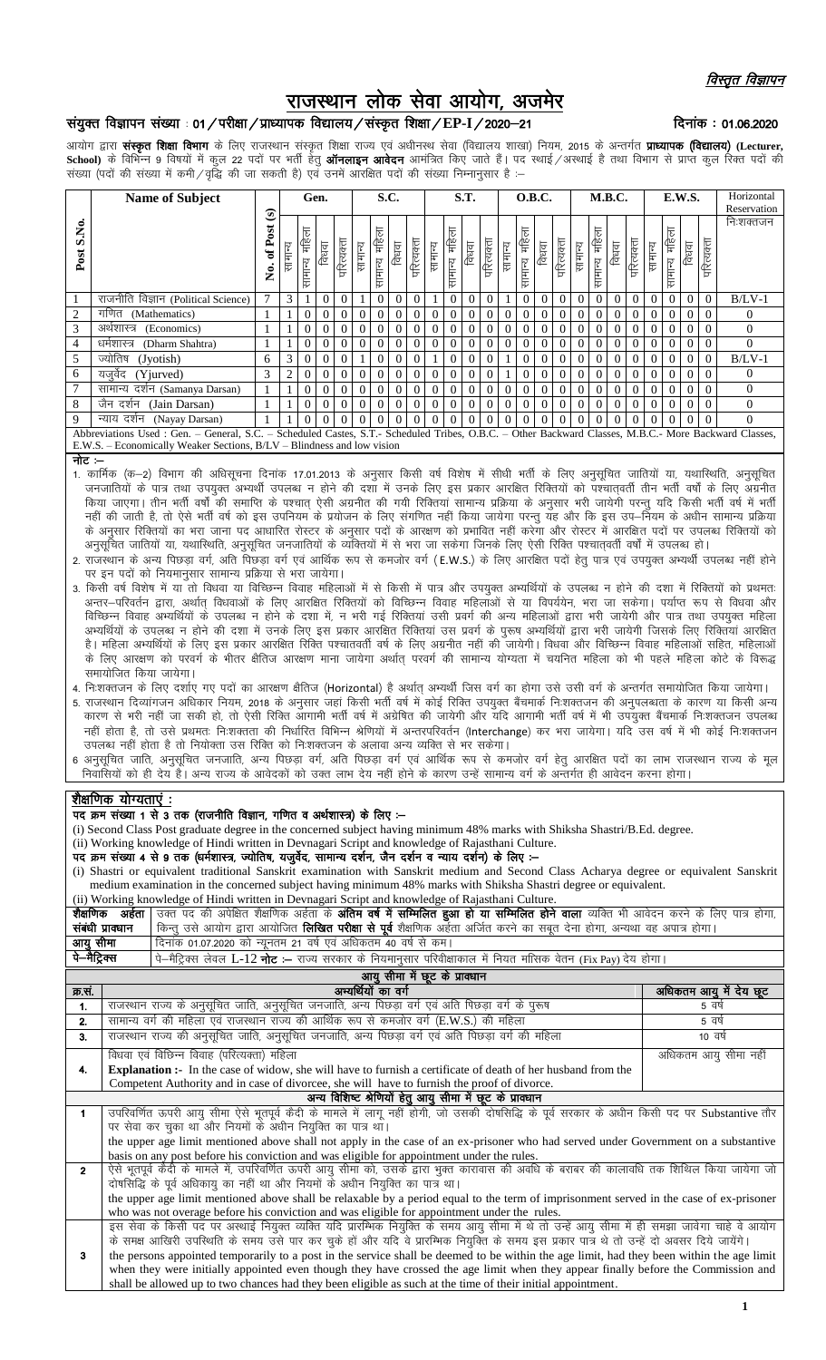*विस्तृत विज्ञापन*

# राजस्थान लोक सेवा आयोग, अजमेर

**संयुक्त विज्ञापन संख्या : 01/परीक्षा/प्राध्यापक विद्यालय/संस्कृत शिक्षा/EP-I/2020–21** **दिनांक : 01.06.2020**

आयोग द्वारा **संस्कृत शिक्षा विभाग** के लिए राजस्थान संस्कृत शिक्षा राज्य एवं अधीनस्थ सेवा (विद्यालय शाखा) नियम, 2015 के अन्तर्गत **प्राध्यापक (विद्यालय) (Lecturer, School)** के विभिन्न 9 विषयों में कुल 22 पदों पर भर्ती हेतु **ऑनलाइन आवेदन** आमंत्रित किए जाते हैं। पद स्थाई/अस्थाई है तथा विभाग से प्राप्त कुल रिक्त पदों की संख्या (पदों की संख्या में कमी/वृद्धि की जा सकती है) एवं उनमें आरक्षित पदों की संख्या निम्नानुसार है :–

| Post S.No. | Name of Subject | No. of Post (s) | Gen. | | | | S.C. | | | | S.T. | | | | O.B.C. | | | | M.B.C. | | | | E.W.S. | | | | Horizontal Reservation |
|---|---|---|---|---|---|---|---|---|---|---|---|---|---|---|---|---|---|---|---|---|---|---|---|---|---|---|---|
| | | | सामान्य | सामान्य महिला | विधवा | परित्यक्ता | सामान्य | सामान्य महिला | विधवा | परित्यक्ता | सामान्य | सामान्य महिला | विधवा | परित्यक्ता | सामान्य | सामान्य महिला | विधवा | परित्यक्ता | सामान्य | सामान्य महिला | विधवा | परित्यक्ता | सामान्य | सामान्य महिला | विधवा | परित्यक्ता | निःशक्तजन |
| 1 | राजनीति विज्ञान (Political Science) | 7 | 3 | 1 | 0 | 0 | 1 | 0 | 0 | 0 | 1 | 0 | 0 | 0 | 1 | 0 | 0 | 0 | 0 | 0 | 0 | 0 | 0 | 0 | 0 | 0 | B/LV-1 |
| 2 | गणित (Mathematics) | 1 | 1 | 0 | 0 | 0 | 0 | 0 | 0 | 0 | 0 | 0 | 0 | 0 | 0 | 0 | 0 | 0 | 0 | 0 | 0 | 0 | 0 | 0 | 0 | 0 | 0 |
| 3 | अर्थशास्त्र (Economics) | 1 | 1 | 0 | 0 | 0 | 0 | 0 | 0 | 0 | 0 | 0 | 0 | 0 | 0 | 0 | 0 | 0 | 0 | 0 | 0 | 0 | 0 | 0 | 0 | 0 | 0 |
| 4 | धर्मशास्त्र (Dharm Shahtra) | 1 | 1 | 0 | 0 | 0 | 0 | 0 | 0 | 0 | 0 | 0 | 0 | 0 | 0 | 0 | 0 | 0 | 0 | 0 | 0 | 0 | 0 | 0 | 0 | 0 | 0 |
| 5 | ज्योतिष (Jyotish) | 6 | 3 | 0 | 0 | 0 | 1 | 0 | 0 | 0 | 1 | 0 | 0 | 0 | 1 | 0 | 0 | 0 | 0 | 0 | 0 | 0 | 0 | 0 | 0 | 0 | B/LV-1 |
| 6 | यजुर्वेद (Yjurved) | 3 | 2 | 0 | 0 | 0 | 0 | 0 | 0 | 0 | 0 | 0 | 0 | 0 | 1 | 0 | 0 | 0 | 0 | 0 | 0 | 0 | 0 | 0 | 0 | 0 | 0 |
| 7 | सामान्य दर्शन (Samanya Darsan) | 1 | 1 | 0 | 0 | 0 | 0 | 0 | 0 | 0 | 0 | 0 | 0 | 0 | 0 | 0 | 0 | 0 | 0 | 0 | 0 | 0 | 0 | 0 | 0 | 0 | 0 |
| 8 | जैन दर्शन (Jain Darsan) | 1 | 1 | 0 | 0 | 0 | 0 | 0 | 0 | 0 | 0 | 0 | 0 | 0 | 0 | 0 | 0 | 0 | 0 | 0 | 0 | 0 | 0 | 0 | 0 | 0 | 0 |
| 9 | न्याय दर्शन (Nayay Darsan) | 1 | 1 | 0 | 0 | 0 | 0 | 0 | 0 | 0 | 0 | 0 | 0 | 0 | 0 | 0 | 0 | 0 | 0 | 0 | 0 | 0 | 0 | 0 | 0 | 0 | 0 |

Abbreviations Used : Gen. – General, S.C. – Scheduled Castes, S.T.- Scheduled Tribes, O.B.C. – Other Backward Classes, M.B.C.- More Backward Classes, E.W.S. – Economically Weaker Sections, B/LV – Blindness and low vision

**नोट :–**

1. कार्मिक (क–2) विभाग की अधिसूचना दिनांक 17.01.2013 के अनुसार किसी वर्ष विशेष में सीधी भर्ती के लिए अनुसूचित जातियों या, यथास्थिति, अनुसूचित जनजातियों के पात्र तथा उपयुक्त अभ्यर्थी उपलब्ध न होने की दशा में उनके लिए इस प्रकार आरक्षित रिक्तियों को पश्चातवर्ती तीन वर्षों के लिए अग्रनीत किया जाएगा। तीन भर्ती वर्षों की समाप्ति के पश्चात् ऐसी अग्रनीत की गयी रिक्तियां सामान्य प्रक्रिया के अनुसार भरी जायेगी परन्तु यदि किसी भर्ती वर्ष में भर्ती नहीं की जाती है, तो ऐसे भर्ती वर्ष को इस उपनियम के प्रयोजन के लिए संगणित नहीं किया जायेगा परन्तु यह और कि इस उप–नियम के अधीन सामान्य प्रक्रिया के अनुसार रिक्तियों का भरा जाना पद आधारित रोस्टर के अनुसार पदों के आरक्षण को प्रभावित नहीं करेगा और रोस्टर में आरक्षित पदों पर उपलब्ध रिक्तियों को अनुसूचित जातियों या, यथास्थिति, अनुसूचित जनजातियों के व्यक्तियों में से भरा जा सकेगा जिनके लिए ऐसी रिक्ति पश्चात्वर्ती वर्षों में उपलब्ध हो।
2. राजस्थान के अन्य पिछड़ा वर्ग, अति पिछड़ा वर्ग एवं आर्थिक रूप से कमजोर वर्ग (E.W.S.) के लिए आरक्षित पदों हेतु पात्र एवं उपयुक्त अभ्यर्थी उपलब्ध नहीं होने पर इन पदों को नियमानुसार सामान्य प्रक्रिया से भरा जायेगा।
3. किसी वर्ष विशेष में या तो विधवा या विच्छिन्न विवाह महिलाओं में से किसी में पात्र और उपयुक्त अभ्यर्थियों के उपलब्ध न होने की दशा में रिक्तियों को प्रथमतः अन्तर–परिवर्तन द्वारा, अर्थात् विधवाओं के लिए आरक्षित रिक्तियों को विच्छिन्न विवाह महिलाओं से या विपर्ययेन, भरा जा सकेगा। पर्याप्त रूप से विधवा और विच्छिन्न विवाह अभ्यर्थियों के उपलब्ध न होने के दशा में, न भरी गई रिक्तियां उसी प्रवर्ग की अन्य महिलाओं द्वारा भरी जायेगी और पात्र तथा उपयुक्त महिला अभ्यर्थियों के उपलब्ध न होने की दशा में उनके लिए इस प्रकार आरक्षित रिक्तियां उस प्रवर्ग के पुरूष अभ्यर्थियों द्वारा भरी जायेगी जिसके लिए रिक्तियां आरक्षित है। महिला अभ्यर्थियों के लिए इस प्रकार आरक्षित रिक्ति पश्चातवर्ती वर्ष के लिए अग्रनीत नहीं की जायेगी। विधवा और विच्छिन्न विवाह महिलाओं सहित, महिलाओं के लिए आरक्षण को परवर्ग के भीतर क्षैतिज आरक्षण माना जायेगा अर्थात् परवर्ग की सामान्य योग्यता में चयनित महिला को भी पहले महिला कोटे के विरूद्ध समायोजित किया जायेगा।
4. निःशक्तजन के लिए दर्शाए गए पदों का आरक्षण क्षैतिज (Horizontal) है अर्थात् अभ्यर्थी जिस वर्ग का होगा उसे उसी वर्ग के अन्तर्गत समायोजित किया जायेगा।
5. राजस्थान दिव्यांगजन अधिकार नियम, 2018 के अनुसार जहां किसी भर्ती वर्ष में कोई रिक्ति उपयुक्त बैंचमार्क निःशक्तजन की अनुपलब्धता के कारण या किसी अन्य कारण से भरी नहीं जा सकी हो, तो ऐसी रिक्ति आगामी भर्ती वर्ष में अग्रेषित की जायेगी और यदि आगामी भर्ती वर्ष में भी उपयुक्त बैंचमार्क निःशक्तजन उपलब्ध नहीं होता है, तो उसे प्रथमतः निःशक्तता की निर्धारित विभिन्न श्रेणियों में अन्तरपरिवर्तन (Interchange) कर भरा जायेगा। यदि उस वर्ष में भी कोई निःशक्तजन उपलब्ध नहीं होता है तो नियोक्ता उस रिक्ति को निःशक्तजन के अलावा अन्य व्यक्ति से भर सकेगा।
6. अनुसूचित जाति, अनुसूचित जनजाति, अन्य पिछड़ा वर्ग, अति पिछड़ा वर्ग एवं आर्थिक रूप से कमजोर वर्ग हेतु आरक्षित पदों का लाभ राजस्थान राज्य के मूल निवासियों को ही देय है। अन्य राज्य के आवेदकों को उक्त लाभ देय नहीं होने के कारण उन्हें सामान्य वर्ग के अन्तर्गत ही आवेदन करना होगा।

## शैक्षणिक योग्यताएं :

**पद क्रम संख्या 1 से 3 तक (राजनीति विज्ञान, गणित व अर्थशास्त्र) के लिए :–**

(i) Second Class Post graduate degree in the concerned subject having minimum 48% marks with Shiksha Shastri/B.Ed. degree.

(ii) Working knowledge of Hindi written in Devnagari Script and knowledge of Rajasthani Culture.

**पद क्रम संख्या 4 से 9 तक (धर्मशास्त्र, ज्योतिष, यजुर्वेद, सामान्य दर्शन, जैन दर्शन व न्याय दर्शन) के लिए :–**

(i) Shastri or equivalent traditional Sanskrit examination with Sanskrit medium and Second Class Acharya degree or equivalent Sanskrit medium examination in the concerned subject having minimum 48% marks with Shiksha Shastri degree or equivalent.

(ii) Working knowledge of Hindi written in Devnagari Script and knowledge of Rajasthani Culture.

| | |
|---|---|
| **शैक्षणिक अर्हता संबंधी प्रावधान** | उक्त पद की अपेक्षित शैक्षणिक अर्हता के **अंतिम वर्ष में सम्मिलित हुआ हो या सम्मिलित होने वाला** व्यक्ति भी आवेदन करने के लिए पात्र होगा, किन्तु उसे आयोग द्वारा आयोजित **लिखित परीक्षा से पूर्व** शैक्षणिक अर्हता अर्जित करने का सबूत देना होगा, अन्यथा वह अपात्र होगा। |
| **आयु सीमा** | दिनांक 01.07.2020 को न्यूनतम 21 वर्ष एवं अधिकतम 40 वर्ष से कम। |
| **पे–मैट्रिक्स** | पे–मैट्रिक्स लेवल L-12 **नोट :–** राज्य सरकार के नियमानुसार परिवीक्षाकाल में नियत मासिक वेतन (Fix Pay) देय होगा। |

| क्र.सं. | आयु सीमा में छूट के प्रावधान<br>अभ्यर्थियों का वर्ग | अधिकतम आयु में देय छूट |
|---|---|---|
| 1. | राजस्थान राज्य के अनुसूचित जाति, अनुसूचित जनजाति, अन्य पिछड़ा वर्ग एवं अति पिछड़ा वर्ग के पुरूष | 5 वर्ष |
| 2. | सामान्य वर्ग की महिला एवं राजस्थान राज्य की आर्थिक रूप से कमजोर वर्ग (E.W.S.) की महिला | 5 वर्ष |
| 3. | राजस्थान राज्य की अनुसूचित जाति, अनुसूचित जनजाति, अन्य पिछड़ा वर्ग एवं अति पिछड़ा वर्ग की महिला | 10 वर्ष |
| 4. | विधवा एवं विच्छिन्न विवाह (परित्यक्ता) महिला<br>**Explanation :-** In the case of widow, she will have to furnish a certificate of death of her husband from the Competent Authority and in case of divorce, she will have to furnish the proof of divorce. | अधिकतम आयु सीमा नहीं |

| | अन्य विशिष्ट श्रेणियों हेतु आयु सीमा में छूट के प्रावधान |
|---|---|
| 1 | उपरिवर्णित ऊपरी आयु सीमा ऐसे भूतपूर्व कैदी के मामले में लागू नहीं होगी, जो उसकी दोषसिद्धि के पूर्व सरकार के अधीन किसी पद पर Substantive तौर पर सेवा कर चुका था और नियमों के अधीन नियुक्ति का पात्र था।<br>the upper age limit mentioned above shall not apply in the case of an ex-prisoner who had served under Government on a substantive basis on any post before his conviction and was eligible for appointment under the rules. |
| 2 | ऐसे भूतपूर्व कैदी के मामले में, उपरिवर्णित ऊपरी आयु सीमा को, उसके द्वारा भुक्त कारावास की अवधि के बराबर की कालावधि तक शिथिल किया जायेगा जो दोषसिद्धि के पूर्व अधिकायु का नहीं था और नियमों के अधीन नियुक्ति का पात्र था।<br>the upper age limit mentioned above shall be relaxable by a period equal to the term of imprisonment served in the case of ex-prisoner who was not overage before his conviction and was eligible for appointment under the rules. |
| 3 | इस सेवा के किसी पद पर अस्थाई नियुक्त व्यक्ति यदि प्रारम्भिक नियुक्ति के समय आयु सीमा में थे तो उन्हें आयु सीमा में ही समझा जावेगा चाहे वे आयोग के समक्ष आखिरी उपस्थिति के समय उसे पार कर चुके हों और यदि वे प्रारम्भिक नियुक्ति के समय इस प्रकार पात्र थे तो उन्हें दो अवसर दिये जायेंगे।<br>the persons appointed temporarily to a post in the service shall be deemed to be within the age limit, had they been within the age limit when they were initially appointed even though they have crossed the age limit when they appear finally before the Commission and shall be allowed up to two chances had they been eligible as such at the time of their initial appointment. |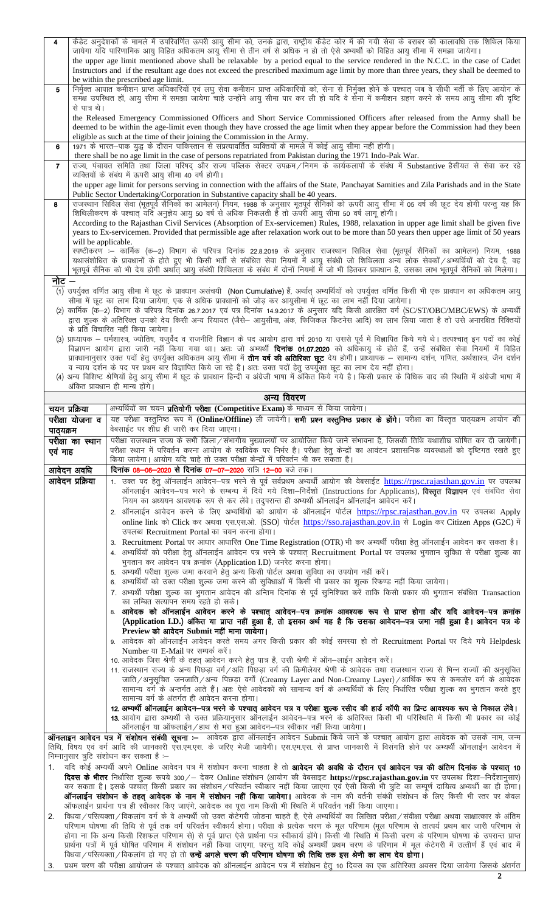| | |
|---|---|
| 4 | कैडेट अनुदेशकों के मामले में उपरिवर्णित ऊपरी आयु सीमा को, उनके द्वारा, राष्ट्रीय कैडेट कोर में की गयी सेवा के बराबर की कालावधि तक शिथिल किया जायेगा यदि पारिणामिक आयु विहित अधिकतम आयु सीमा से तीन वर्ष से अधिक न हो तो ऐसे अभ्यर्थी को विहित आयु सीमा में समझा जायेगा।<br>the upper age limit mentioned above shall be relaxable by a period equal to the service rendered in the N.C.C. in the case of Cadet Instructors and if the resultant age does not exceed the prescribed maximum age limit by more than three years, they shall be deemed to be within the prescribed age limit. |
| 5 | निर्मुक्त आपात कमीशन प्राप्त अधिकारियों एवं लघु सेवा कमीशन प्राप्त अधिकारियों को, सेना से निर्मुक्त होने के पश्चात् जब वे सीधी भर्ती के लिए आयोग के समक्ष उपस्थित हों, आयु सीमा में समझा जायेगा चाहे उन्होंने आयु सीमा पार कर ली हो यदि वे सेना में कमीशन ग्रहण करने के समय आयु सीमा की दृष्टि से पात्र थे।<br>the Released Emergency Commissioned Officers and Short Service Commissioned Officers after released from the Army shall be deemed to be within the age-limit even though they have crossed the age limit when they appear before the Commission had they been eligible as such at the time of their joining the Commission in the Army. |
| 6 | 1971 के भारत–पाक युद्ध के दौरान पाकिस्तान से संप्रत्यावर्तित व्यक्तियों के मामले में कोई आयु सीमा नहीं होगी।<br>there shall be no age limit in the case of persons repatriated from Pakistan during the 1971 Indo-Pak War. |
| 7 | राज्य, पंचायत समिति तथा जिला परिषद् और राज्य पब्लिक सेक्टर उपक्रम/निगम के कार्यकलापों के संबंध में Substantive हैसीयत से सेवा कर रहे व्यक्तियों के संबंध में ऊपरी आयु सीमा 40 वर्ष होगी।<br>the upper age limit for persons serving in connection with the affairs of the State, Panchayat Samities and Zila Parishads and in the State Public Sector Undertaking/Corporation in Substantive capacity shall be 40 years. |
| 8 | राजस्थान सिविल सेवा (भूतपूर्व सैनिकों का आमेलन) नियम, 1988 के अनुसार भूतपूर्व सैनिकों को ऊपरी आयु सीमा में 05 वर्ष की छूट देय होगी परन्तु यह कि शिथिलीकरण के पश्चात् यदि अनुज्ञेय आयु 50 वर्ष से अधिक निकलती है तो ऊपरी आयु सीमा 50 वर्ष लागू होगी।<br>According to the Rajasthan Civil Services (Absorption of Ex-servicemen) Rules, 1988, relaxation in upper age limit shall be given five years to Ex-servicemen. Provided that permissible age after relaxation work out to be more than 50 years then upper age limit of 50 years will be applicable.<br>स्पष्टीकरण :– कार्मिक (क–2) विभाग के परिपत्र दिनांक 22.8.2019 के अनुसार राजस्थान सिविल सेवा (भूतपूर्व सैनिकों का आमेलन) नियम, 1988 यथासंशोधित के प्रावधानों के होते हुए भी किसी भर्ती से संबंधित सेवा नियमों में आयु संबंधी जो शिथिलता अन्य लोक सेवकों/अभ्यर्थियों को देय है, वह भूतपूर्व सैनिक को भी देय होगी अर्थात् आयु संबंधी शिथिलता के संबंध में दोनों नियमों में जो भी हितकर प्रावधान है, उसका लाभ भूतपूर्व सैनिकों को मिलेगा। |

**नोट –**

(1) उपर्युक्त वर्णित आयु सीमा में छूट के प्रावधान असंचयी (Non Cumulative) हैं, अर्थात् अभ्यर्थियों को उपर्युक्त वर्णित किसी भी एक प्रावधान का अधिकतम आयु सीमा में छूट का लाभ दिया जायेगा, एक से अधिक प्रावधानों को जोड़ कर आयुसीमा में छूट का लाभ नहीं दिया जायेगा।

(2) कार्मिक (क–2) विभाग के परिपत्र दिनांक 26.7.2017 एवं पत्र दिनांक 14.9.2017 के अनुसार यदि किसी आरक्षित वर्ग (SC/ST/OBC/MBC/EWS) के अभ्यर्थी द्वारा शुल्क के अतिरिक्त उनको देय किसी अन्य रियायत (जैसे– आयुसीमा, अंक, फिजिकल फिटनेस आदि) का लाभ लिया जाता है तो उसे अनारक्षित रिक्तियों के प्रति विचारित नहीं किया जायेगा।

(3) प्राध्यापक – धर्मशास्त्र, ज्योतिष, यजुर्वेद व राजनीति विज्ञान के पद आयोग द्वारा वर्ष 2010 या उससे पूर्व में विज्ञापित किये गये थे। तत्पश्चात् इन पदों का कोई विज्ञापन आयोग द्वारा जारी नहीं किया गया था। अतः जो अभ्यर्थी **दिनांक 01.07.2020** को अधिकायु के होते हैं, उन्हें संबंधित सेवा नियमों में विहित प्रावधानानुसार उक्त पदों हेतु उपर्युक्त अधिकतम आयु सीमा में **तीन वर्ष की अतिरिक्त छूट** देय होगी। प्राध्यापक – सामान्य दर्शन, गणित, अर्थशास्त्र, जैन दर्शन व न्याय दर्शन के पद पर प्रथम बार विज्ञापित किये जा रहे है। अतः उक्त पदों हेतु उपर्युक्त छूट का लाभ देय नहीं होगा।

(4) अन्य विशिष्ट श्रेणियों हेतु आयु सीमा में छूट के प्रावधान हिन्दी व अंग्रेजी भाषा में अंकित किये गये है। किसी प्रकार के विधिक वाद की स्थिति में अंग्रेजी भाषा में अंकित प्रावधान ही मान्य होंगे।

## अन्य विवरण

| | |
|---|---|
| **चयन प्रक्रिया** | अभ्यर्थियों का चयन **प्रतियोगी परीक्षा (Competitive Exam)** के माध्यम से किया जायेगा। |
| **परीक्षा योजना व पाठ्यक्रम** | यह परीक्षा वस्तुनिष्ठ रूप में **(Online/Offline)** ली जायेगी। **सभी प्रश्न वस्तुनिष्ठ प्रकार के होंगे।** परीक्षा का विस्तृत पाठ्यक्रम आयोग की वेबसाईट पर शीघ्र ही जारी कर दिया जाएगा। |
| **परीक्षा का स्थान एवं माह** | परीक्षा राजस्थान राज्य के सभी जिला/संभागीय मुख्यालयों पर आयोजित किये जाने संभावना है, जिसकी तिथि यथाशीघ्र घोषित कर दी जायेगी। परीक्षा स्थान में परिवर्तन करना आयोग के स्वविवेक पर निर्भर है। परीक्षा हेतु केन्द्रों का आवंटन प्रशासनिक व्यवस्थाओं को दृष्टिगत रखते हुए किया जायेगा। आयोग चाहे तो उक्त परीक्षा केन्द्रों में परिवर्तन भी कर सकता है। |
| **आवेदन अवधि** | **दिनांक 08–06–2020 से दिनांक 07–07–2020 रात्रि 12–00 बजे तक।** |
| **आवेदन प्रक्रिया** | 1. उक्त पद हेतु ऑनलाईन आवेदन–पत्र भरने से पूर्व सर्वप्रथम अभ्यर्थी आयोग की वेबसाईट https://rpsc.rajasthan.gov.in पर उपलब्ध ऑनलाईन आवेदन–पत्र भरने के सम्बन्ध में दिये गये दिशा–निर्देशों (Instructions for Applicants), **विस्तृत विज्ञापन** एवं संबंधित सेवा नियम का अध्ययन आवश्यक रूप से कर लेवें। तदुपरान्त ही अभ्यर्थी ऑनलाईन ऑनलाईन आवेदन करें।<br>2. ऑनलाईन आवेदन करने के लिए अभ्यर्थियों को आयोग के ऑनलाईन पोर्टल https://rpsc.rajasthan.gov.in पर उपलब्ध Apply online link को Click कर अथवा एस.एस.ओ. (SSO) पोर्टल https://sso.rajasthan.gov.in से Login कर Citizen Apps (G2C) में उपलब्ध Recruitment Portal का चयन करना होगा।<br>3. Recruitment Portal पर आधार आधारित One Time Registration (OTR) भी कर अभ्यर्थी परीक्षा हेतु ऑनलाईन आवेदन कर सकता है।<br>4. अभ्यर्थियों को परीक्षा हेतु ऑनलाईन आवेदन पत्र भरने के पश्चात् Recruitment Portal पर उपलब्ध भुगतान सुविधा से परीक्षा शुल्क का भुगतान कर आवेदन पत्र क्रमांक (Application I.D) जनरेट करना होगा।<br>5. अभ्यर्थी परीक्षा शुल्क जमा करवाने हेतु अन्य किसी पोर्टल अथवा सुविधा का उपयोग नहीं करें।<br>6. अभ्यर्थियों को उक्त परीक्षा शुल्क जमा करने की सुविधाओं में किसी भी प्रकार का शुल्क रिफण्ड नहीं किया जायेगा।<br>7. अभ्यर्थी परीक्षा शुल्क का भुगतान आवेदन की अन्तिम दिनांक से पूर्व सुनिश्चित करें ताकि किसी प्रकार की भुगतान संबंधित Transaction का लम्बित सत्यापन समय रहते हो सके।<br>8. **आवेदक को ऑनलाईन आवेदन करने के पश्चात् आवेदन–पत्र क्रमांक आवश्यक रूप से प्राप्त होगा और यदि आवेदन–पत्र क्रमांक (Application I.D.) अंकित या प्राप्त नहीं हुआ है, तो इसका अर्थ यह है कि उसका आवेदन–पत्र जमा नहीं हुआ है। आवेदन पत्र के Preview को आवेदन Submit नहीं माना जायेगा।**<br>9. आवेदक को ऑनलाईन आवेदन करते समय अगर किसी प्रकार की कोई समस्या हो तो Recruitment Portal पर दिये गये Helpdesk Number या E-Mail पर सम्पर्क करें।<br>10. आवेदक जिस श्रेणी के तहत् आवेदन करने हेतु पात्र है, उसी श्रेणी में ऑन–लाईन आवेदन करें।<br>11. राजस्थान राज्य के अन्य पिछड़ा वर्ग/अति पिछड़ा वर्ग की क्रिमीलेयर श्रेणी के आवेदक तथा राजस्थान राज्य से भिन्न राज्यों की अनुसूचित जाति/अनुसूचित जनजाति/अन्य पिछड़ा वर्गों (Creamy Layer and Non-Creamy Layer)/आर्थिक रूप से कमजोर वर्ग के आवेदक सामान्य वर्ग के अन्तर्गत आते हैं। अतः ऐसे आवेदकों को सामान्य वर्ग के अभ्यर्थियों के लिए निर्धारित परीक्षा शुल्क का भुगतान करते हुए सामान्य वर्ग के अंतर्गत ही आवेदन करना होगा।<br>12. **अभ्यर्थी ऑनलाईन आवेदन–पत्र भरने के पश्चात् आवेदन पत्र व परीक्षा शुल्क रसीद की हार्ड कॉपी का प्रिन्ट आवश्यक रूप से निकाल लेंवे।**<br>13. आयोग द्वारा अभ्यर्थी से उक्त प्रक्रियानुसार ऑनलाईन आवेदन–पत्र भरने के अतिरिक्त किसी भी परिस्थिति में किसी भी प्रकार का कोई ऑनलाईन या ऑफलाईन/हाथ से भरा हुआ आवेदन–पत्र स्वीकार नहीं किया जायेगा। |

**ऑनलाइन आवेदन पत्र में संशोधन संबंधी सूचना :–** आवेदक द्वारा ऑनलाईन आवेदन Submit किये जाने के पश्चात् आयोग द्वारा आवेदक को उसके नाम, जन्म तिथि, विषय एवं वर्ग आदि की जानकारी एस.एम.एस. के जरिए भेजी जायेगी। एस.एम.एस. से प्राप्त जानकारी में विसंगति होने पर अभ्यर्थी ऑनलाईन आवेदन में निम्नानुसार त्रुटि संशोधन कर सकता है :–

1. यदि कोई अभ्यर्थी अपने Online आवेदन पत्र में संशोधन करना चाहता है तो **आवेदन की अवधि के दौरान एवं आवेदन पत्र की अंतिम दिनांक के पश्चात् 10 दिवस के भीतर** निर्धारित शुल्क रूपये 300/– देकर Online संशोधन (आयोग की वेबसाइट **https://rpsc.rajasthan.gov.in** पर उपलब्ध दिशा–निर्देशानुसार) कर सकता है। इसके पश्चात् किसी प्रकार का संशोधन/परिवर्तन स्वीकार नहीं किया जाएगा एवं ऐसी किसी भी त्रुटि का सम्पूर्ण दायित्व अभ्यर्थी का ही होगा। **ऑनलाईन संशोधन के तहत् आवेदक के नाम में संशोधन नहीं किया जायेगा।** आवेदक के नाम की वर्तनी संबंधी संशोधन के लिए किसी भी स्तर पर केवल ऑफलाईन प्रार्थना पत्र ही स्वीकार किए जाएंगे, आवेदक का पूरा नाम किसी भी स्थिति में परिवर्तन नहीं किया जाएगा।
2. विधवा/परित्यक्ता/विकलांग वर्ग के वे अभ्यर्थी जो उक्त केटेगरी जोड़ना चाहते है, ऐसे अभ्यर्थियों का लिखित परीक्षा/संवीक्षा परीक्षा अथवा साक्षात्कार के अंतिम परिणाम घोषणा की तिथि से पूर्व तक वर्ग परिवर्तन स्वीकार्य होगा। परीक्षा के प्रत्येक चरण के मूल परिणाम (मूल परिणाम से तात्पर्य प्रथम बार जारी परिणाम से होगा न कि अन्य किसी रिशफल परिणाम से) से पूर्व प्राप्त ऐसे प्रार्थना पत्र स्वीकार्य होंगे। किसी भी स्थिति में किसी चरण के परिणाम घोषणा के उपरान्त प्राप्त प्रार्थना पत्रों में पूर्व घोषित परिणाम में संशोधन नहीं किया जाएगा, परन्तु यदि कोई अभ्यर्थी प्रथम चरण के परिणाम में मूल केटेगरी में उत्तीर्ण हैं एवं बाद में विधवा/परित्यक्ता/विकलांग हो गए हो तो **उन्हें अगले चरण की परिणाम घोषणा की तिथि तक इस श्रेणी का लाभ देय होगा।**
3. प्रथम चरण की परीक्षा आयोजन के पश्चात् आवेदक को ऑनलाईन आवेदन पत्र में संशोधन हेतु 10 दिवस का एक अतिरिक्त अवसर दिया जायेगा जिसके अंतर्गत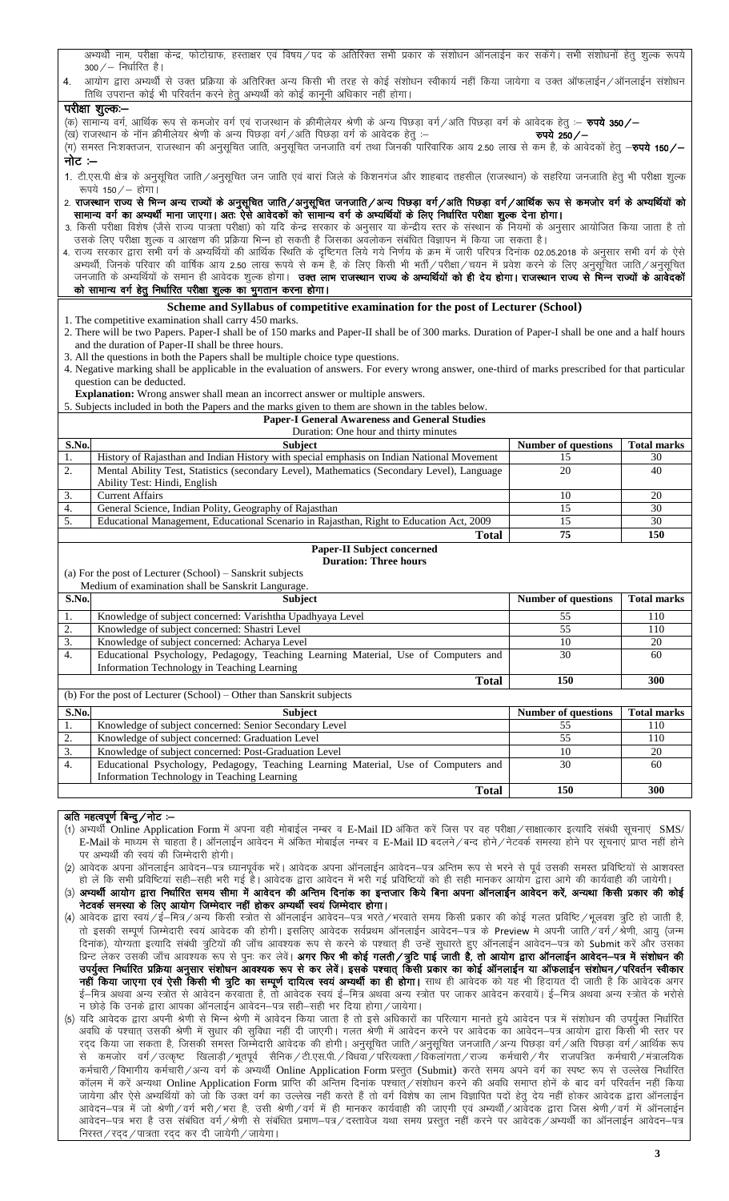अभ्यर्थी नाम, परीक्षा केन्द्र, फोटोग्राफ, हस्ताक्षर एवं विषय/पद के अतिरिक्त सभी प्रकार के संशोधन ऑनलाईन कर सकेंगे। सभी संशोधनों हेतु शुल्क रूपये 300/– निर्धारित है।

4. आयोग द्वारा अभ्यर्थी से उक्त प्रक्रिया के अतिरिक्त अन्य किसी भी तरह से कोई संशोधन स्वीकार्य नहीं किया जायेगा व उक्त ऑफलाईन/ऑनलाईन संशोधन तिथि उपरान्त कोई भी परिवर्तन करने हेतु अभ्यर्थी को कोई कानूनी अधिकार नहीं होगा।

**परीक्षा शुल्कः–**

(क) सामान्य वर्ग, आर्थिक रूप से कमजोर वर्ग एवं राजस्थान के क्रीमीलेयर श्रेणी के अन्य पिछड़ा वर्ग/अति पिछड़ा वर्ग के आवेदक हेतु :– **रुपये 350/–**

(ख) राजस्थान के नॉन क्रीमीलेयर श्रेणी के अन्य पिछड़ा वर्ग/अति पिछड़ा वर्ग के आवेदक हेतु :– **रुपये 250/–**

(ग) समस्त निःशक्तजन, राजस्थान की अनुसूचित जाति, अनुसूचित जनजाति वर्ग तथा जिनकी पारिवारिक आय 2.50 लाख से कम है, के आवेदकों हेतु –**रुपये 150/–**

**नोट :–**

1. टी.एस.पी. क्षेत्र के अनुसूचित जाति/अनुसूचित जन जाति एवं बारां जिले के किशनगंज और शाहबाद तहसील (राजस्थान) के सहरिया जनजाति हेतु भी परीक्षा शुल्क रूपये 150/– होगा।
2. **राजस्थान राज्य से भिन्न अन्य राज्यों के अनुसूचित जाति/अनुसूचित जनजाति/अन्य पिछड़ा वर्ग/अति पिछड़ा वर्ग/आर्थिक रूप से कमजोर वर्ग के अभ्यर्थियों को सामान्य वर्ग का अभ्यर्थी माना जाएगा। अतः ऐसे आवेदकों को सामान्य वर्ग के अभ्यर्थियों के लिए निर्धारित परीक्षा शुल्क देना होगा।**
3. किसी परीक्षा विशेष (जैसे राज्य पात्रता परीक्षा) को यदि केन्द्र सरकार के अनुसार या केन्द्रीय स्तर के संस्थान के नियमों के अनुसार आयोजित किया जाता है तो उसके लिए परीक्षा शुल्क व आरक्षण की प्रक्रिया भिन्न हो सकती है जिसका अवलोकन संबंधित विज्ञापन में किया जा सकता है।
4. राज्य सरकार द्वारा सभी वर्ग के अभ्यर्थियों की आर्थिक स्थिति के दृष्टिगत लिये गये निर्णय के क्रम में जारी परिपत्र दिनांक 02.05.2018 के अनुसार सभी वर्ग के ऐसे अभ्यर्थी, जिनके परिवार की वार्षिक आय 2.50 लाख रूपये से कम है, के लिए किसी भी भर्ती/परीक्षा/चयन में प्रवेश करने के लिए अनुसूचित जाति/अनुसूचित जनजाति के अभ्यर्थियों के समान ही आवेदक शुल्क होगा। **उक्त लाभ राजस्थान राज्य के अभ्यर्थियों को ही देय होगा। राजस्थान राज्य से भिन्न राज्यों के आवेदकों को सामान्य वर्ग हेतु निर्धारित परीक्षा शुल्क का भुगतान करना होगा।**

## Scheme and Syllabus of competitive examination for the post of Lecturer (School)

1. The competitive examination shall carry 450 marks.
2. There will be two Papers. Paper-I shall be of 150 marks and Paper-II shall be of 300 marks. Duration of Paper-I shall be one and a half hours and the duration of Paper-II shall be three hours.
3. All the questions in both the Papers shall be multiple choice type questions.
4. Negative marking shall be applicable in the evaluation of answers. For every wrong answer, one-third of marks prescribed for that particular question can be deducted.

   **Explanation:** Wrong answer shall mean an incorrect answer or multiple answers.
5. Subjects included in both the Papers and the marks given to them are shown in the tables below.

### Paper-I General Awareness and General Studies

Duration: One hour and thirty minutes

| S.No. | Subject | Number of questions | Total marks |
|---|---|---|---|
| 1. | History of Rajasthan and Indian History with special emphasis on Indian National Movement | 15 | 30 |
| 2. | Mental Ability Test, Statistics (secondary Level), Mathematics (Secondary Level), Language Ability Test: Hindi, English | 20 | 40 |
| 3. | Current Affairs | 10 | 20 |
| 4. | General Science, Indian Polity, Geography of Rajasthan | 15 | 30 |
| 5. | Educational Management, Educational Scenario in Rajasthan, Right to Education Act, 2009 | 15 | 30 |
| | **Total** | **75** | **150** |

### Paper-II Subject concerned

**Duration: Three hours**

(a) For the post of Lecturer (School) – Sanskrit subjects

Medium of examination shall be Sanskrit Langurage.

| S.No. | Subject | Number of questions | Total marks |
|---|---|---|---|
| 1. | Knowledge of subject concerned: Varishtha Upadhyaya Level | 55 | 110 |
| 2. | Knowledge of subject concerned: Shastri Level | 55 | 110 |
| 3. | Knowledge of subject concerned: Acharya Level | 10 | 20 |
| 4. | Educational Psychology, Pedagogy, Teaching Learning Material, Use of Computers and Information Technology in Teaching Learning | 30 | 60 |
| | **Total** | **150** | **300** |

(b) For the post of Lecturer (School) – Other than Sanskrit subjects

| S.No. | Subject | Number of questions | Total marks |
|---|---|---|---|
| 1. | Knowledge of subject concerned: Senior Secondary Level | 55 | 110 |
| 2. | Knowledge of subject concerned: Graduation Level | 55 | 110 |
| 3. | Knowledge of subject concerned: Post-Graduation Level | 10 | 20 |
| 4. | Educational Psychology, Pedagogy, Teaching Learning Material, Use of Computers and Information Technology in Teaching Learning | 30 | 60 |
| | **Total** | **150** | **300** |

**अति महत्वपूर्ण बिन्दु/नोट :–**

(1) अभ्यर्थी Online Application Form में अपना वही मोबाईल नम्बर व E-Mail ID अंकित करें जिस पर वह परीक्षा/साक्षात्कार इत्यादि संबंधी सूचनाएं SMS/E-Mail के माध्यम से चाहता है। ऑनलाईन आवेदन में अंकित मोबाईल नम्बर व E-Mail ID बदलने/बन्द होने/नेटवर्क समस्या होने पर सूचनाएं प्राप्त नहीं होने पर अभ्यर्थी की स्वयं की जिम्मेदारी होगी।

(2) आवेदक अपना ऑनलाईन आवेदन–पत्र ध्यानपूर्वक भरें। आवेदक अपना ऑनलाईन आवेदन–पत्र अन्तिम रूप से भरने से पूर्व उसकी समस्त प्रविष्टियों से आशवस्त हो लें कि सभी प्रविष्टियां सही–सही भरी गई है। आवेदक द्वारा आवेदन में भरी गई प्रविष्टियों को ही सही मानकर आयोग द्वारा आगे की कार्यवाही की जायेगी।

(3) **अभ्यर्थी आयोग द्वारा निर्धारित समय सीमा में आवेदन की अन्तिम दिनांक का इन्तजार किये बिना अपना ऑनलाईन आवेदन करें, अन्यथा किसी प्रकार की कोई नेटवर्क समस्या के लिए आयोग जिम्मेदार नहीं होकर अभ्यर्थी स्वयं जिम्मेदार होगा।**

(4) आवेदक द्वारा स्वयं/ई–मित्र/अन्य किसी स्त्रोत से ऑनलाईन आवेदन–पत्र भरते/भरवाते समय किसी प्रकार की कोई गलत प्रविष्टि/भूलवश त्रुटि हो जाती है, तो इसकी सम्पूर्ण जिम्मेदारी स्वयं आवेदक की होगी। इसलिए आवेदक सर्वप्रथम ऑनलाईन आवेदन–पत्र के Preview मे अपनी जाति/वर्ग/श्रेणी, आयु (जन्म दिनांक), योग्यता इत्यादि संबंधी त्रुटियों की जाँच आवश्यक रूप से करने के पश्चात् ही उन्हें सुधारते हुए ऑनलाईन आवेदन–पत्र को Submit करें और उसका प्रिन्ट लेकर उसकी जाँच आवश्यक रूप से पुनः कर लेवें। **अगर फिर भी कोई गलती/त्रुटि पाई जाती है, तो आयोग द्वारा ऑनलाईन आवेदन–पत्र में संशोधन की उपर्युक्त निर्धारित प्रक्रिया अनुसार संशोधन आवश्यक रूप से कर लेवें। इसके पश्चात् किसी प्रकार का कोई ऑनलाईन या ऑफलाईन संशोधन/परिवर्तन स्वीकार नहीं किया जाएगा एवं ऐसी किसी भी त्रुटि का सम्पूर्ण दायित्व स्वयं अभ्यर्थी का ही होगा।** साथ ही आवेदक को यह भी हिदायत दी जाती है कि आवेदक अगर ई–मित्र अथवा अन्य स्त्रोत से आवेदन करवाता है, तो आवेदक स्वयं ई–मित्र अथवा अन्य स्त्रोत पर जाकर आवेदन करवायें। ई–मित्र अथवा अन्य स्त्रोत के भरोसे न छोड़े कि उनके द्वारा आपका ऑनलाईन आवेदन–पत्र सही–सही भर दिया होगा/जायेगा।

(5) यदि आवेदक द्वारा अपनी श्रेणी से भिन्न श्रेणी में आवेदन किया जाता है तो इसे अधिकारों का परित्याग मानते हुये आवेदन पत्र में संशोधन की उपर्युक्त निर्धारित अवधि के पश्चात् उसकी श्रेणी में सुधार की सुविधा नहीं दी जाएगी। गलत श्रेणी में आवेदन करने पर आवेदक का आवेदन–पत्र आयोग द्वारा किसी भी स्तर पर रद्द किया जा सकता है, जिसकी समस्त जिम्मेदारी आवेदक की होगी। अनुसूचित जाति/अनुसूचित जनजाति/अन्य पिछड़ा वर्ग/अति पिछड़ा वर्ग/आर्थिक रूप से कमजोर वर्ग/उत्कृष्ट खिलाड़ी/भूतपूर्व सैनिक/टी.एस.पी./विधवा/परित्यक्ता/विकलांगता/राज्य कर्मचारी/गैर राजपत्रित कर्मचारी/मंत्रालयिक कर्मचारी/विभागीय कर्मचारी/अन्य वर्ग के अभ्यर्थी Online Application Form प्रस्तुत (Submit) करते समय अपने वर्ग का स्पष्ट रूप से उल्लेख निर्धारित कॉलम में करें अन्यथा Online Application Form प्राप्ति की अन्तिम दिनांक पश्चात्/संशोधन करने की अवधि समाप्त होने के बाद वर्ग परिवर्तन नहीं किया जायेगा और ऐसे अभ्यर्थियों को जो कि उक्त वर्ग का उल्लेख नहीं करते है तो वर्ग विशेष का लाभ विज्ञापित पदों हेतु देय नहीं होकर आवेदक द्वारा ऑनलाईन आवेदन–पत्र में जो श्रेणी/वर्ग भरी/भरा है, उसी श्रेणी/वर्ग में ही मानकर कार्यवाही की जाएगी एवं अभ्यर्थी/आवेदक द्वारा जिस श्रेणी/वर्ग में ऑनलाईन आवेदन–पत्र भरा है उस संबंधित वर्ग/श्रेणी से संबंधित प्रमाण–पत्र/दस्तावेज यथा समय प्रस्तुत नहीं करने पर आवेदक/अभ्यर्थी का ऑनलाईन आवेदन–पत्र निरस्त/रद्द/पात्रता रद्द कर दी जायेगी/जायेगा।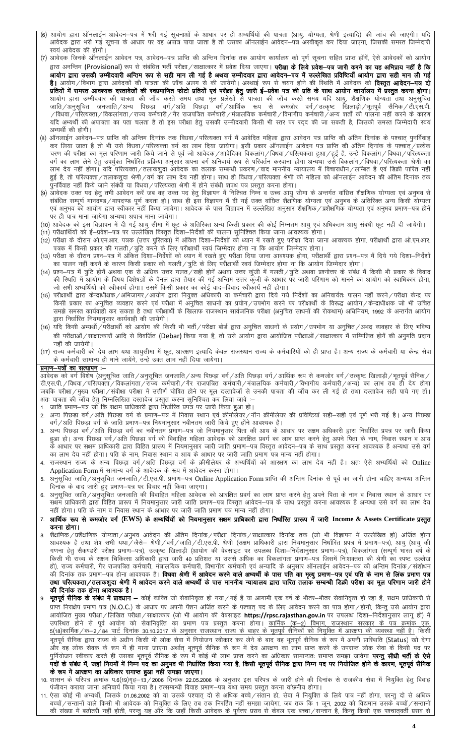(6) आयोग द्वारा ऑनलाईन आवेदन–पत्र में भरी गई सूचनाओं के आधार पर ही अभ्यर्थियों की पात्रता (आयु, योग्यता, श्रेणी इत्यादि) की जांच की जाएगी। यदि आवेदक द्वारा भरी गई सूचना के आधार पर वह अपात्र पाया जाता है तो उसका ऑनलाईन आवेदन–पत्र अस्वीकृत कर दिया जाएगा, जिसकी समस्त जिम्मेदारी स्वयं आवेदक की होगी।

(7) आवेदक जिनके ऑनलाईन आवेदन पत्र, आवेदन–पत्र प्राप्ति की अन्तिम दिनांक तक आयोग कार्यालय को पूर्ण सूचना सहित प्राप्त होंगे, ऐसे आवेदकों को आयोग द्वारा अनन्तिम **(Provisional)** रूप से संबंधित भर्ती परीक्षा/साक्षात्कार में प्रवेश दिया जाएगा। **परीक्षा के लिये प्रवेश–पत्र जारी करने का यह अभिप्राय नहीं है कि आयोग द्वारा उसकी उम्मीदवारी अन्तिम रूप से सही मान ली गई है अथवा उम्मीदवार द्वारा आवेदन–पत्र में उल्लेखित प्रविष्टियाँ आयोग द्वारा सही मान ली गई है।** आयोग/विभाग द्वारा आवेदकों की पात्रता की जाँच अलग से की जायेगी। अस्थाई रूप से चयन होने की स्थिति में आवेदक को **विस्तृत आवेदन–पत्र दो प्रतियों में समस्त आवश्यक दस्तावेजों की स्वप्रमाणित फोटो प्रतियों एवं परीक्षा हेतु जारी ई–प्रवेश पत्र की प्रति के साथ आयोग कार्यालय में प्रस्तुत करना होगा।** आयोग द्वारा उम्मीदवार की पात्रता की जाँच करते समय तथा मूल प्रलेखों से पात्रता की जाँच करते समय यदि आयु, शैक्षणिक योग्यता तथा अनुसूचित जाति/अनुसूचित जनजाति/अन्य पिछड़ा वर्ग/अति पिछड़ा वर्ग/आर्थिक रूप से कमजोर वर्ग/उत्कृष्ट खिलाड़ी/भूतपूर्व सैनिक/टी.एस.पी./विधवा/परित्यक्ता/विकलांगता/राज्य कर्मचारी/गैर राजपत्रित कर्मचारी/मंत्रालयिक कर्मचारी/विभागीय कर्मचारी/अन्य शर्तों की पालना नहीं करने के कारण यदि अभ्यर्थी की अपात्रता का पता चलता है तो इस परीक्षा हेतु उसकी उम्मीदवारी किसी भी स्तर पर रद्द की जा सकती है, जिसकी समस्त जिम्मेदारी स्वयं अभ्यर्थी की होगी।

(8) ऑनलाईन आवेदन–पत्र प्राप्ति की अन्तिम दिनांक तक विधवा/परित्यक्ता वर्ग में आवेदित महिला द्वारा आवेदन पत्र प्राप्ति की अंतिम दिनांक के पश्चात् पुनर्विवाह कर लिया जाता है तो भी उसे विधवा/परित्यक्ता वर्ग का लाभ दिया जायेगा। इसी प्रकार ऑनलाईन आवेदन पत्र प्राप्ति की अंतिम दिनांक के पश्चात्/प्रत्येक चरण की परीक्षा का मूल परिणाम जारी किये जाने से पूर्व जो आवेदक/आवेदिका विकलांग/विधवा/परित्यक्ता हुआ/हुई है, उन्हें विकलांग/विधवा/परित्यक्ता वर्ग का लाभ लेने हेतु उपर्युक्त निर्धारित प्रक्रिया अनुसार अपना वर्ग अनिवार्य रूप से परिवर्तन करवाना होगा अन्यथा उसे विकलांग/विधवा/परित्यक्ता श्रेणी का लाभ देय नहीं होगा। यदि परित्यक्ता/तलाकशुदा आवेदक का तलाक सम्बन्धी प्रकरण/वाद माननीय न्यायालय में विचाराधीन/लम्बित है एवं डिक्री पारित नहीं हुई है, तो परित्यक्ता/तलाकशुदा श्रेणी/वर्ग का लाभ देय नहीं होगा। साथ ही विधवा/परित्यक्ता श्रेणी की महिला को ऑनलाईन आवेदन की अंतिम दिनांक तक पुनर्विवाह नहीं किये जाने संबंधी या विधवा/परित्यक्ता श्रेणी में होने संबंधी शपथ पत्र प्रस्तुत करना होगा।

(9) आवेदक उक्त पद हेतु तभी आवेदन करें जब वह उक्त पद हेतु विज्ञापन में निश्चित निम्न व उच्च आयु सीमा के अन्तर्गत वांछित शैक्षणिक योग्यता एवं अनुभव से संबंधित सम्पूर्ण मानदण्ड/मापदण्ड पूर्ण करता हो। साथ ही इस विज्ञापन में दी गई उक्त वांछित शैक्षणिक योग्यता एवं अनुभव के अतिरिक्त अन्य किसी योग्यता एवं अनुभव को आयोग द्वारा स्वीकार नहीं किया जायेगा। आवेदक के पास विज्ञापन में उल्लेखित अनुसार शैक्षणिक/प्रशैक्षणिक योग्यता एवं अनुभव प्रमाण–पत्र होनें पर ही पात्र माना जायेगा अन्यथा अपात्र माना जायेगा।

(10) आवेदक को इस विज्ञापन में दी गई आयु सीमा में छूट के अतिरिक्त अन्य किसी प्रकार की कोई निम्नतम आयु एवं अधिकतम आयु संबंधी छूट नहीं दी जायेगी।

(11) परीक्षार्थियों को ई–प्रवेश–पत्र पर उल्लेखित विस्तृत दिशा–निर्देशों की पालना सुनिश्चित किया जाना आवश्यक होगा।

(12) परीक्षा के दौरान ओ.एम.आर. पत्रक (उत्तर पुस्तिका) में अंकित दिशा–निर्देशों को ध्यान में रखते हुए परीक्षा दिया जाना आवश्यक होगा, परीक्षार्थी द्वारा ओ.एम.आर. पत्रक में किसी प्रकार की गलती/त्रुटि करने के लिए परीक्षार्थी स्वयं जिम्मेदार होगा ना कि आयोग जिम्मेदार होगा।

(13) परीक्षा के दौरान प्रश्न–पत्र में अंकित दिशा–निर्देशों को ध्यान में रखते हुए परीक्षा दिया जाना आवश्यक होगा, परीक्षार्थी द्वारा प्रश्न–पत्र में दिये गये दिशा–निर्देशों का पालन नहीं करनें के कारण किसी प्रकार की गलती/त्रुटि के लिए परीक्षार्थी स्वयं जिम्मेदार होगा ना कि आयोग जिम्मेदार होगा।

(14) प्रश्न–पत्र में त्रुटि होनें अथवा एक से अधिक उत्तर गलत/सही होनें अथवा उत्तर कुंजी में गलती/त्रुटि अथवा प्रश्नोत्तर के संबंध में किसी भी प्रकार के विवाद की स्थिति में आयोग के विषय विशेषज्ञों के पैनल द्वारा तैयार की गई अन्तिम उत्तर कुंजी के आधार पर जारी परिणाम को मानने का आयोग को स्वाधिकार होगा, जो सभी अभ्यर्थियों को स्वीकार्य होगा। उसमें किसी प्रकार का कोई वाद–विवाद स्वीकार्य नहीं होगा।

(15) परीक्षार्थी द्वारा केन्द्राधीक्षक/अभिजागर/आयोग द्वारा नियुक्त अधिकारी या कर्मचारी द्वारा दिये गये निर्देशों का अनिवार्यतः पालन नहीं करने/परीक्षा केन्द्र पर किसी प्रकार का अनुचित व्यवहार करने एवं परीक्षा में अनुचित साधनों का प्रयोग/उपभोग करने पर परीक्षार्थी के विरूद्ध आयोग/केन्द्राधीक्षक जो भी उचित समझे समस्त कार्यवाही कर सकता है तथा परीक्षार्थी के खिलाफ राजस्थान सार्वजनिक परीक्षा (अनुचित साधनों की रोकथाम) अधिनियम, 1992 के अन्तर्गत आयोग द्वारा निर्धारित नियमानुसार कार्यवाही की जायेगी।

(16) यदि किसी अभ्यर्थी/परीक्षार्थी को आयोग की किसी भी भर्ती/परीक्षा बोर्ड द्वारा अनुचित साधनों के प्रयोग/उपभोग या अनुचित/अभद्र व्यवहार के लिए भविष्य की परीक्षाओं/साक्षात्कारों आदि से विवर्जित **(Debar)** किया गया है, तो उसे आयोग द्वारा आयोजित परीक्षाओं/साक्षात्कार में सम्मिलित होनें की अनुमति प्रदान नहीं की जायेगी।

(17) राज्य कर्मचारी को देय लाभ यथा आयुसीमा में छूट, आरक्षण इत्यादि केवल राजस्थान राज्य के कर्मचारियों को ही प्राप्त है। अन्य राज्य के कर्मचारी या केन्द्र सेवा के कर्मचारी सामान्य ही माने जायेंगे, उन्हे उक्त लाभ नहीं दिया जायेगा।

**प्रमाण–पत्रों का सत्यापन :–**

आवेदक को वर्ग विशेष (अनुसूचित जाति/अनुसूचित जनजाति/अन्य पिछड़ा वर्ग/अति पिछड़ा वर्ग/आर्थिक रूप से कमजोर वर्ग/उत्कृष्ट खिलाड़ी/भूतपूर्व सैनिक/टी.एस.पी./विधवा/परित्यक्ता/विकलांगता/राज्य कर्मचारी/गैर राजपत्रित कर्मचारी/मंत्रालयिक कर्मचारी/विभागीय कर्मचारी/अन्य) का लाभ तब ही देय होगा जबकि परीक्षा/मुख्य परीक्षा/संवीक्षा परीक्षा में उत्तीर्ण घोषित होने पर मूल दस्तावेजों से उनकी पात्रता की जाँच कर ली गई हो तथा दस्तावेज सही पाये गए हों। अतः पात्रता की जाँच हेतु निम्नलिखित दस्तावेज प्रस्तुत करना सुनिश्चित कर लिया जावे :–

1. जाति प्रमाण–पत्र जो कि सक्षम प्राधिकारी द्वारा निर्धारित प्रपत्र पर जारी किया हुआ हो।
2. अन्य पिछड़ा वर्ग/अति पिछड़ा वर्ग के प्रमाण–पत्र में निवास स्थान एवं क्रीमीलेयर/नॉन क्रीमीलेयर की प्रविष्टियां सही–सही एवं पूर्ण भरी गई है। अन्य पिछड़ा वर्ग/अति पिछड़ा वर्ग के जाति प्रमाण–पत्र नियमानुसार नवीनतम जारी किये हुए होंने आवश्यक हैं।
3. अन्य पिछड़ा वर्ग/अति पिछड़ा वर्ग का नवीनतम प्रमाण–पत्र जो नियमानुसार पिता की आय के आधार पर सक्षम अधिकारी द्वारा निर्धारित प्रपत्र पर जारी किया हुआ हो। अन्य पिछड़ा वर्ग/अति पिछड़ा वर्ग की विवाहित महिला आवेदक को आरक्षित प्रवर्ग का लाभ प्राप्त करने हेतु अपने पिता के नाम, निवास स्थान व आय के आधार पर सक्षम प्राधिकारी द्वारा विहित प्रारूप में नियमानुसार जारी जाति प्रमाण–पत्र विस्तृत आवेदन–पत्र के साथ प्रस्तुत करना आवश्यक है अन्यथा उसे वर्ग का लाभ देय नहीं होगा। पति के नाम, निवास स्थान व आय के आधार पर जारी जाति प्रमाण पत्र मान्य नहीं होगा।
4. राजस्थान राज्य के अन्य पिछड़ा वर्ग/अति पिछड़ा वर्ग के क्रीमीलेयर के अभ्यर्थियों को आरक्षण का लाभ देय नहीं है। अतः ऐसे अभ्यर्थियों को Online Application Form में सामान्य वर्ग के आवेदक के रूप में आवेदन करना होगा।
5. अनुसूचित जाति/अनुसूचित जनजाति/टी.एस.पी. प्रमाण–पत्र Online Application Form प्राप्ति की अन्तिम दिनांक से पूर्व का जारी होना चाहिए अन्यथा अन्तिम दिनांक के बाद जारी हुए प्रमाण–पत्र पर विचार नहीं किया जाएगा।
6. अनुसूचित जाति/अनुसूचित जनजाति की विवाहित महिला आवेदक को आरक्षित प्रवर्ग का लाभ प्राप्त करने हेतु अपने पिता के नाम व निवास स्थान के आधार पर सक्षम प्राधिकारी द्वारा विहित प्रारूप में नियमानुसार जारी जाति प्रमाण–पत्र विस्तृत आवेदन–पत्र के साथ प्रस्तुत करना आवश्यक है अन्यथा उसे वर्ग का लाभ देय नहीं होगा। पति के नाम व निवास स्थान के आधार पर जारी जाति प्रमाण पत्र मान्य नहीं होगा।
7. **आर्थिक रूप से कमजोर वर्ग (EWS) के अभ्यर्थियों को नियमानुसार सक्षम प्राधिकारी द्वारा निर्धारित प्रारूप में जारी Income & Assets Certificate प्रस्तुत करना होगा।**
8. शैक्षणिक/प्रशैक्षणिक योग्यता/अनुभव आवेदन की अंतिम दिनांक/परीक्षा दिनांक/साक्षात्कार दिनांक तक (जो भी विज्ञापन में उल्लेखित हो) अर्जित होना आवश्यक है तथा शेष सभी यथा/जैसे– श्रेणी/वर्ग/जाति/टी.एस.पी. श्रेणी (सक्षम प्राधिकारी द्वारा नियमानुसार निर्धारित प्रपत्र में प्रमाण–पत्र), आयु (आयु की गणना हेतु सैकण्डरी परीक्षा प्रमाण–पत्र), उत्कृष्ट खिलाड़ी (आयोग की वेबसाइट पर उपलब्ध दिशा–निर्देशानुसार प्रमाण–पत्र), विकलांगता (सम्पूर्ण भारत वर्ष के किसी भी राज्य के सक्षम चिकित्सा अधिकारी द्वारा जारी 40 प्रतिशत या उससे अधिक का विकलांगता प्रमाण–पत्र जिसमें निःशक्तता की श्रेणी का स्पष्ट उल्लेख हो), राज्य कर्मचारी, गैर राजपत्रित कर्मचारी, मंत्रालयिक कर्मचारी, विभागीय कर्मचारी एवं अन्यादि के अनुसार ऑनलाईन आवेदन–पत्र की अन्तिम दिनांक/संशोधन की दिनांक तक प्रमाण–पत्र होना आवश्यक है। **विधवा श्रेणी में आवेदन करने वाले अभ्यर्थी के पास पति का मृत्यु प्रमाण–पत्र एवं पति के नाम से लिंक प्रमाण पत्र तथा परित्यक्ता/तलाकशुदा श्रेणी में आवेदन करने वाले अभ्यर्थी के पास माननीय न्यायालय द्वारा पारित तलाक सम्बन्धी डिक्री परीक्षा का मूल परिणाम जारी होने की दिनांक तक होना आवश्यक है।**
9. **भूतपूर्व सैनिक के संबंध में प्रावधान –** कोई व्यक्ति जो सेवानिवृत्त हो गया/गई है या आगामी एक वर्ष के भीतर–भीतर सेवानिवृत्त हो रहा है, सक्षम प्राधिकारी से प्राप्त निराक्षेप प्रमाण पत्र (N.O.C.) के आधार पर अपनी पेंशन अर्जित करने के पश्चात् पद के लिए आवेदन करने का पात्र होगा/होगी, किन्तु उसे आयोग द्वारा आयोजित मुख्य परीक्षा/लिखित परीक्षा/साक्षात्कार (जो भी आयोग की वेबसाइट **https://rpsc.rajasthan.gov.in** पर उपलब्ध दिशा–निर्देशानुसार लागू हो) में उपस्थित होने से पूर्व आयोग को सेवानिवृत्ति का प्रमाण पत्र प्रस्तुत करना होगा। कार्मिक (क–2) विभाग, राजस्थान सरकार के पत्र क्रमांक एफ. 5(18)कार्मिक/क–2/84 पार्ट दिनांक 30.10.2017 के अनुसार राजस्थान राज्य के बाहर के भूतपूर्व सैनिकों को नियुक्ति में आरक्षण की व्यवस्था नहीं है। किसी भूतपूर्व सैनिक द्वारा राज्य के अधीन किसी भी लोक सेवा में नियोजन स्वीकार कर लेने के बाद वह भूतपूर्व सैनिक के रूप में अपनी प्रास्थिति (Status) खो देगा और वह लोक सेवक के रूप में ही माना जाएगा अर्थात् भूतपूर्व सैनिक के रूप में देय आरक्षण का लाभ प्राप्त करने के उपरान्त लोक सेवा के किसी पद पर पुर्नियोजन स्वीकार करते ही उसका भूतपूर्व सैनिक के रूप में कोई भी लाभ प्राप्त करने का अधिकार सामान्यतः समाप्त समझा जावेगा **परन्तु सीधी भर्ती के ऐसे पदों के संबंध में, जहां नियमों में निम्न पद का अनुभव भी निर्धारित किया गया है, किसी भूतपूर्व सैनिक द्वारा निम्न पद पर नियोजित होने के कारण, भूतपूर्व सैनिक के रूप में आरक्षण का अधिकार समाप्त हुआ नहीं समझा जाएगा।**
10. शासन के परिपत्र क्रमांक प.6(19)गृह–13/2006 दिनांक 22.05.2006 के अनुसार इस परिपत्र के जारी होने की दिनांक से राजकीय सेवा में नियुक्ति हेतु विवाह पंजीयन कराया जाना अनिवार्य किया गया है। तत्सम्बन्धी विवाह प्रमाण–पत्र यथा समय प्रस्तुत करना वांछनीय होगा।
11. ऐसा कोई भी अभ्यर्थी, जिसके 01.06.2002 को या उसके पश्चात् दो से अधिक बच्चे/संतान हो, सेवा में नियुक्ति के लिये पात्र नहीं होगा, परन्तु दो से अधिक बच्चों/सन्तानों वाले किसी भी आवेदक को नियुक्ति के लिए तब तक निरर्हित नहीं समझा जायेगा, जब तक कि 1 जून, 2002 को विद्यमान उसके बच्चों/सन्तानों की संख्या में बढ़ोतरी नहीं होती, परन्तु यह और कि जहाँ किसी आवेदक के पूर्वतर प्रसव से केवल एक बच्चा/सन्तान है, किन्तु किसी एक पश्चातवर्ती प्रसव से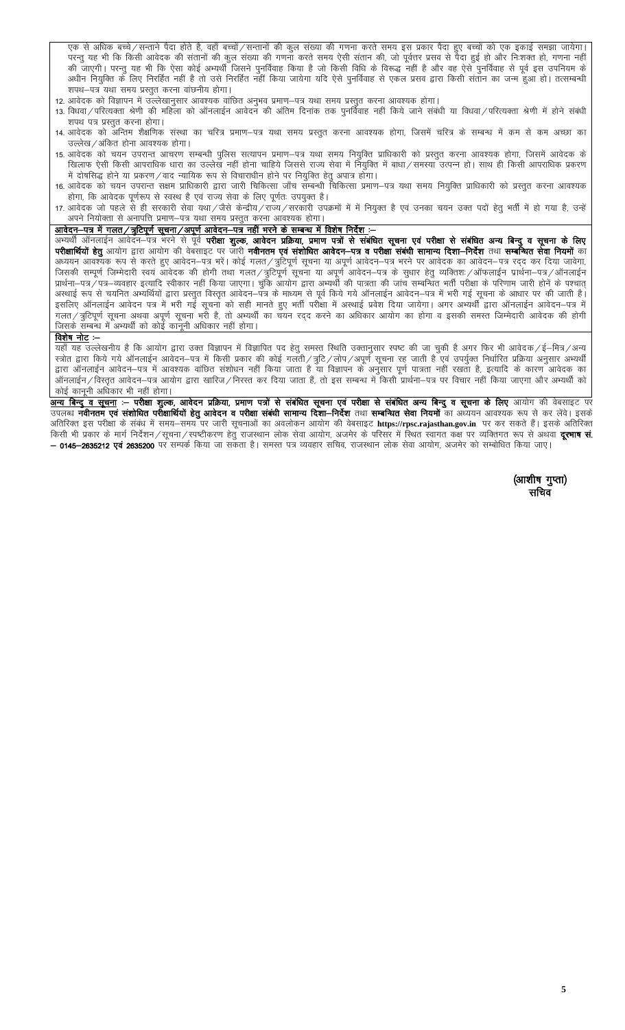एक से अधिक बच्चे/सन्ताने पैदा होते है, वहाँ बच्चों/सन्तानों की कुल संख्या की गणना करते समय इस प्रकार पैदा हुए बच्चों को एक इकाई समझा जायेगा। परन्तु यह भी कि किसी आवेदक की संतानों की कुल संख्या की गणना करते समय ऐसी संतान की, जो पूर्वत्तर प्रसव से पैदा हुई हो और निःशक्त हो, गणना नहीं की जाएगी। परन्तु यह भी कि ऐसा कोई अभ्यर्थी जिसने पुनर्विवाह किया है जो किसी विधि के विरूद्ध नहीं है और वह ऐसे पुनर्विवाह से पूर्व इस उपनियम के अधीन नियुक्ति के लिए निरर्हित नहीं है तो उसे निरर्हित नहीं किया जायेगा यदि ऐसे पुनर्विवाह से एकल प्रसव द्वारा किसी संतान का जन्म हुआ हो। तत्सम्बन्धी शपथ–पत्र यथा समय प्रस्तुत करना वांछनीय होगा।

12. आवेदक को विज्ञापन में उल्लेखानुसार आवश्यक वांछित अनुभव प्रमाण–पत्र यथा समय प्रस्तुत करना आवश्यक होगा।
13. विधवा/परित्यक्ता श्रेणी की महिला को ऑनलाईन आवेदन की अंतिम दिनांक तक पुनर्विवाह नहीं किये जाने संबंधी या विधवा/परित्यक्ता श्रेणी में होने संबंधी शपथ पत्र प्रस्तुत करना होगा।
14. आवेदक को अन्तिम शैक्षणिक संस्था का चरित्र प्रमाण–पत्र यथा समय प्रस्तुत करना आवश्यक होगा, जिसमें चरित्र के सम्बन्ध में कम से कम अच्छा का उल्लेख/अंकित होना आवश्यक होगा।
15. आवेदक को चयन उपरान्त आचरण सम्बन्धी पुलिस सत्यापन प्रमाण–पत्र यथा समय नियुक्ति प्राधिकारी को प्रस्तुत करना आवश्यक होगा, जिसमें आवेदक के खिलाफ ऐसी किसी आपराधिक धारा का उल्लेख नहीं होना चाहिये जिससे राज्य सेवा में नियुक्ति में बाधा/समस्या उत्पन्न हो। साथ ही किसी आपराधिक प्रकरण में दोषसिद्ध होने या प्रकरण/वाद न्यायिक रूप से विचाराधीन होने पर नियुक्ति हेतु अपात्र होगा।
16. आवेदक को चयन उपरान्त सक्षम प्राधिकारी द्वारा जारी चिकित्सा जाँच सम्बन्धी चिकित्सा प्रमाण–पत्र यथा समय नियुक्ति प्राधिकारी को प्रस्तुत करना आवश्यक होगा, कि आवेदक पूर्णरूप से स्वस्थ है एवं राज्य सेवा के लिए पूर्णतः उपयुक्त है।
17. आवेदक जो पहले से ही सरकारी सेवा यथा/जैसे केन्द्रीय/राज्य/सरकारी उपक्रमों में में नियुक्त है एवं उनका चयन उक्त पदों हेतु भर्ती में हो गया है, उन्हें अपने नियोक्ता से अनापत्ति प्रमाण–पत्र यथा समय प्रस्तुत करना आवश्यक होगा।

**<u>आवेदन–पत्र में गलत/त्रुटिपूर्ण सूचना/अपूर्ण आवेदन–पत्र नहीं भरने के सम्बन्ध में विशेष निर्देश</u> :–**

अभ्यर्थी ऑनलाईन आवेदन–पत्र भरने से पूर्व **परीक्षा शुल्क, आवेदन प्रक्रिया, प्रमाण पत्रों से संबंधित सूचना एवं परीक्षा से संबंधित अन्य बिन्दु व सूचना के लिए परीक्षार्थियों हेतु** आयोग की वेबसाइट पर जारी **नवीनतम एवं संशोधित आवेदन–पत्र व परीक्षा संबंधी सामान्य दिशा–निर्देश** तथा **सम्बन्धित सेवा नियमों** का अध्ययन आवश्यक रूप से करते हुए आवेदन–पत्र भरें। कोई गलत/त्रुटिपूर्ण सूचना या अपूर्ण आवेदन–पत्र भरने पर आवेदक का आवेदन–पत्र रद्द कर दिया जावेगा, जिसकी सम्पूर्ण जिम्मेदारी स्वयं आवेदक की होगी तथा गलत/त्रुटिपूर्ण सूचना या अपूर्ण आवेदन–पत्र के सुधार हेतु व्यक्तिशः/ऑफलाईन प्रार्थना–पत्र/ऑनलाईन प्रार्थना–पत्र/पत्र–व्यवहार इत्यादि स्वीकार नहीं किया जाएगा। चूंकि आयोग द्वारा अभ्यर्थी की पात्रता की जांच सम्बन्धित भर्ती परीक्षा के परिणाम जारी होने के पश्चात् अस्थाई रूप से चयनित अभ्यर्थियों द्वारा प्रस्तुत विस्तृत आवेदन–पत्र के माध्यम से पूर्व किये गये ऑनलाईन आवेदन–पत्र में भरी गई सूचना के आधार पर की जाती है। इसलिए ऑनलाईन आवेदन पत्र में भरी गई सूचना को सही मानते हुए भर्ती परीक्षा में अस्थाई प्रवेश दिया जायेगा। अगर अभ्यर्थी द्वारा ऑनलाईन आवेदन–पत्र में गलत/त्रुटिपूर्ण सूचना अथवा अपूर्ण सूचना भरी है, तो अभ्यर्थी का चयन रद्द करने का अधिकार आयोग का होगा व इसकी समस्त जिम्मेदारी आवेदक की होगी जिसके सम्बन्ध में अभ्यर्थी को कोई कानूनी अधिकार नहीं होगा।

**<u>विशेष नोट</u> :–**

यहाँ यह उल्लेखनीय है कि आयोग द्वारा उक्त विज्ञापन में विज्ञापित पद हेतु समस्त स्थिति उक्तानुसार स्पष्ट की जा चुकी है अगर फिर भी आवेदक/ई–मित्र/अन्य स्त्रोत द्वारा किये गये ऑनलाईन आवेदन–पत्र में किसी प्रकार की कोई गलती/त्रुटि/लोप/अपूर्ण सूचना रह जाती है एवं उपर्युक्त निर्धारित प्रक्रिया अनुसार अभ्यर्थी द्वारा ऑनलाईन आवेदन–पत्र में आवश्यक वांछित संशोधन नहीं किया जाता है या विज्ञापन के अनुसार पूर्ण पात्रता नहीं रखता है, इत्यादि के कारण आवेदक का ऑनलाईन/विस्तृत आवेदन–पत्र आयोग द्वारा खारिज/निरस्त कर दिया जाता हैं, तो इस सम्बन्ध में किसी प्रार्थना–पत्र पर विचार नहीं किया जाएगा और अभ्यर्थी को कोई कानूनी अधिकार भी नहीं होगा।

**<u>अन्य बिन्दु व सूचना</u> :– परीक्षा शुल्क, आवेदन प्रक्रिया, प्रमाण पत्रों से संबंधित सूचना एवं परीक्षा से संबंधित अन्य बिन्दु व सूचना के लिए** आयोग की वेबसाइट पर उपलब्ध **नवीनतम एवं संशोधित परीक्षार्थियों हेतु आवेदन व परीक्षा संबंधी सामान्य दिशा–निर्देश** तथा **सम्बन्धित सेवा नियमों** का अध्ययन आवश्यक रूप से कर लेंवे। इसके अतिरिक्त इस परीक्षा के संबंध में समय–समय पर जारी सूचनाओं का अवलोकन आयोग की वेबसाइट **https://rpsc.rajasthan.gov.in** पर कर सकते हैं। इसके अतिरिक्त किसी भी प्रकार के मार्ग निर्देशन/सूचना/स्पष्टीकरण हेतु राजस्थान लोक सेवा आयोग, अजमेर के परिसर में स्थित स्वागत कक्ष पर व्यक्तिगत रूप से अथवा **दूरभाष सं. – 0145–2635212 एवं 2635200** पर सम्पर्क किया जा सकता है। समस्त पत्र व्यवहार सचिव, राजस्थान लोक सेवा आयोग, अजमेर को सम्बोधित किया जाए।

**(आशीष गुप्ता)**
**सचिव**